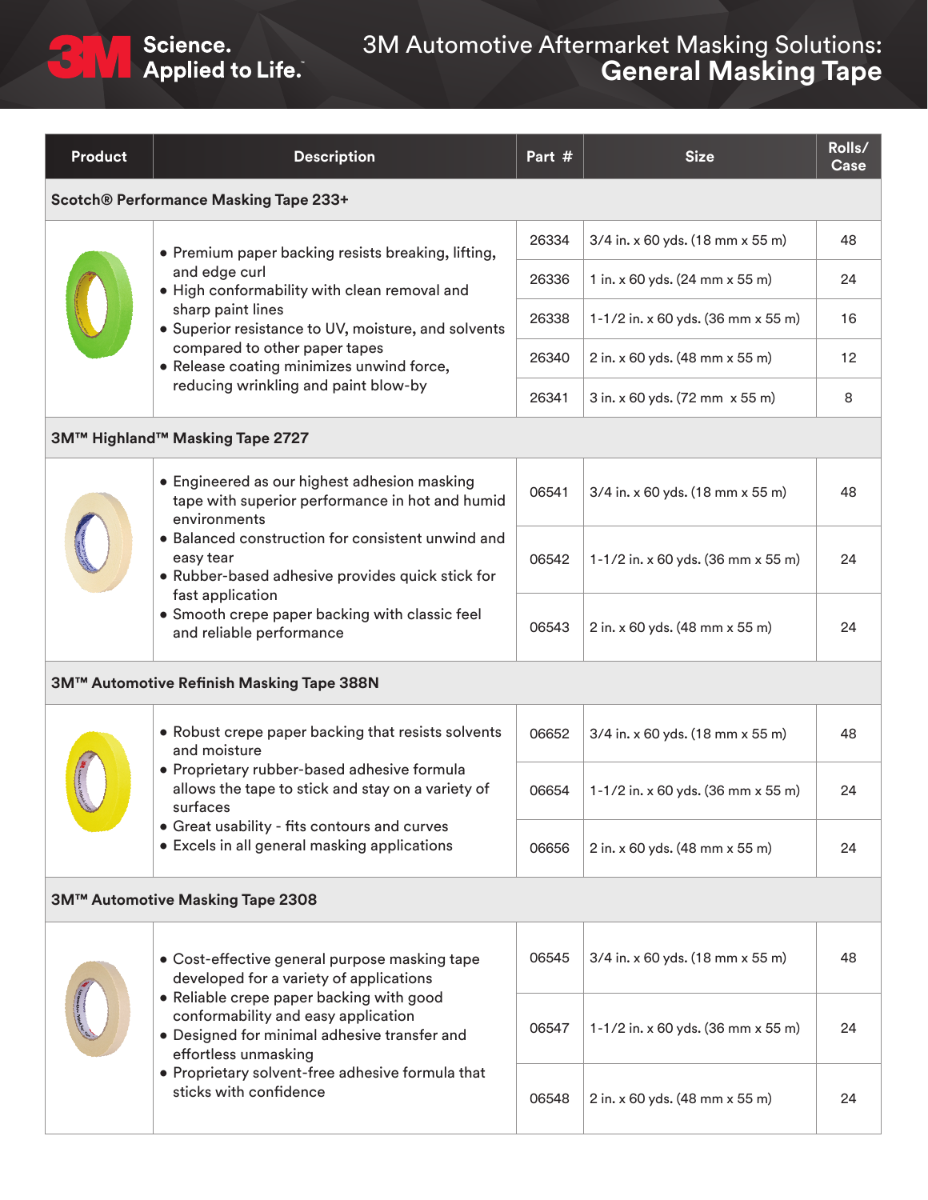# 3M Automotive Aftermarket Masking Solutions: General Masking Tape

3M Science. Applied to Life.™

| Product | Description | Part # | Size | Rolls/ Case |
|---|---|---|---|---|
| **Scotch® Performance Masking Tape 233+** | | | | |
| | • Premium paper backing resists breaking, lifting, and edge curl<br>• High conformability with clean removal and sharp paint lines<br>• Superior resistance to UV, moisture, and solvents compared to other paper tapes<br>• Release coating minimizes unwind force, reducing wrinkling and paint blow-by | 26334 | 3/4 in. x 60 yds. (18 mm x 55 m) | 48 |
| | | 26336 | 1 in. x 60 yds. (24 mm x 55 m) | 24 |
| | | 26338 | 1-1/2 in. x 60 yds. (36 mm x 55 m) | 16 |
| | | 26340 | 2 in. x 60 yds. (48 mm x 55 m) | 12 |
| | | 26341 | 3 in. x 60 yds. (72 mm x 55 m) | 8 |
| **3M™ Highland™ Masking Tape 2727** | | | | |
| | • Engineered as our highest adhesion masking tape with superior performance in hot and humid environments<br>• Balanced construction for consistent unwind and easy tear<br>• Rubber-based adhesive provides quick stick for fast application<br>• Smooth crepe paper backing with classic feel and reliable performance | 06541 | 3/4 in. x 60 yds. (18 mm x 55 m) | 48 |
| | | 06542 | 1-1/2 in. x 60 yds. (36 mm x 55 m) | 24 |
| | | 06543 | 2 in. x 60 yds. (48 mm x 55 m) | 24 |
| **3M™ Automotive Refinish Masking Tape 388N** | | | | |
| | • Robust crepe paper backing that resists solvents and moisture<br>• Proprietary rubber-based adhesive formula allows the tape to stick and stay on a variety of surfaces<br>• Great usability - fits contours and curves<br>• Excels in all general masking applications | 06652 | 3/4 in. x 60 yds. (18 mm x 55 m) | 48 |
| | | 06654 | 1-1/2 in. x 60 yds. (36 mm x 55 m) | 24 |
| | | 06656 | 2 in. x 60 yds. (48 mm x 55 m) | 24 |
| **3M™ Automotive Masking Tape 2308** | | | | |
| | • Cost-effective general purpose masking tape developed for a variety of applications<br>• Reliable crepe paper backing with good conformability and easy application<br>• Designed for minimal adhesive transfer and effortless unmasking<br>• Proprietary solvent-free adhesive formula that sticks with confidence | 06545 | 3/4 in. x 60 yds. (18 mm x 55 m) | 48 |
| | | 06547 | 1-1/2 in. x 60 yds. (36 mm x 55 m) | 24 |
| | | 06548 | 2 in. x 60 yds. (48 mm x 55 m) | 24 |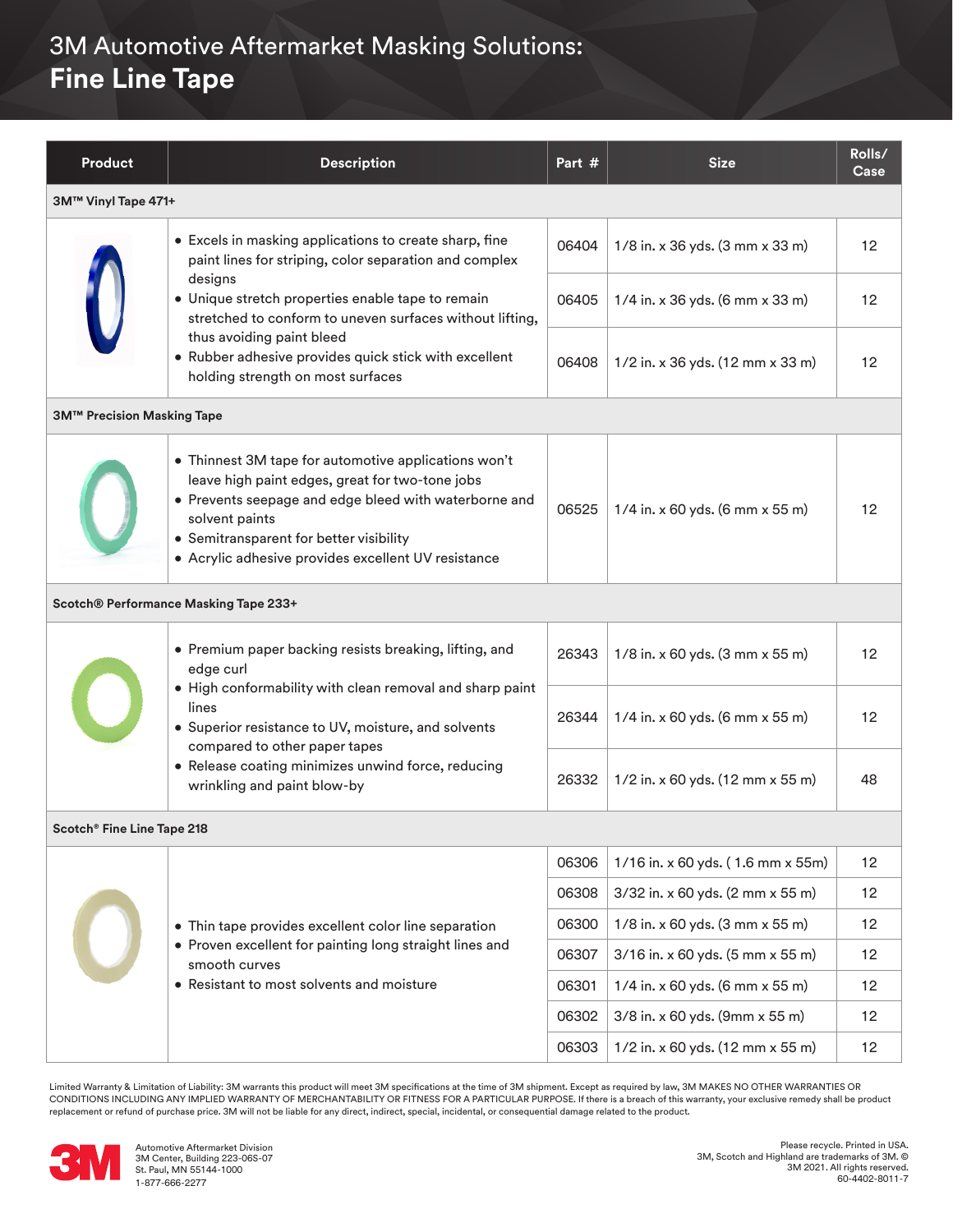# 3M Automotive Aftermarket Masking Solutions:
## Fine Line Tape

| Product | Description | Part # | Size | Rolls/ Case |
|---|---|---|---|---|
| **3M™ Vinyl Tape 471+** | | | | |
| | • Excels in masking applications to create sharp, fine paint lines for striping, color separation and complex designs<br>• Unique stretch properties enable tape to remain stretched to conform to uneven surfaces without lifting, thus avoiding paint bleed<br>• Rubber adhesive provides quick stick with excellent holding strength on most surfaces | 06404 | 1/8 in. x 36 yds. (3 mm x 33 m) | 12 |
| | | 06405 | 1/4 in. x 36 yds. (6 mm x 33 m) | 12 |
| | | 06408 | 1/2 in. x 36 yds. (12 mm x 33 m) | 12 |
| **3M™ Precision Masking Tape** | | | | |
| | • Thinnest 3M tape for automotive applications won't leave high paint edges, great for two-tone jobs<br>• Prevents seepage and edge bleed with waterborne and solvent paints<br>• Semitransparent for better visibility<br>• Acrylic adhesive provides excellent UV resistance | 06525 | 1/4 in. x 60 yds. (6 mm x 55 m) | 12 |
| **Scotch® Performance Masking Tape 233+** | | | | |
| | • Premium paper backing resists breaking, lifting, and edge curl<br>• High conformability with clean removal and sharp paint lines<br>• Superior resistance to UV, moisture, and solvents compared to other paper tapes<br>• Release coating minimizes unwind force, reducing wrinkling and paint blow-by | 26343 | 1/8 in. x 60 yds. (3 mm x 55 m) | 12 |
| | | 26344 | 1/4 in. x 60 yds. (6 mm x 55 m) | 12 |
| | | 26332 | 1/2 in. x 60 yds. (12 mm x 55 m) | 48 |
| **Scotch® Fine Line Tape 218** | | | | |
| | • Thin tape provides excellent color line separation<br>• Proven excellent for painting long straight lines and smooth curves<br>• Resistant to most solvents and moisture | 06306 | 1/16 in. x 60 yds. ( 1.6 mm x 55m) | 12 |
| | | 06308 | 3/32 in. x 60 yds. (2 mm x 55 m) | 12 |
| | | 06300 | 1/8 in. x 60 yds. (3 mm x 55 m) | 12 |
| | | 06307 | 3/16 in. x 60 yds. (5 mm x 55 m) | 12 |
| | | 06301 | 1/4 in. x 60 yds. (6 mm x 55 m) | 12 |
| | | 06302 | 3/8 in. x 60 yds. (9mm x 55 m) | 12 |
| | | 06303 | 1/2 in. x 60 yds. (12 mm x 55 m) | 12 |

Limited Warranty & Limitation of Liability: 3M warrants this product will meet 3M specifications at the time of 3M shipment. Except as required by law, 3M MAKES NO OTHER WARRANTIES OR CONDITIONS INCLUDING ANY IMPLIED WARRANTY OF MERCHANTABILITY OR FITNESS FOR A PARTICULAR PURPOSE. If there is a breach of this warranty, your exclusive remedy shall be product replacement or refund of purchase price. 3M will not be liable for any direct, indirect, special, incidental, or consequential damage related to the product.

Automotive Aftermarket Division
3M Center, Building 223-06S-07
St. Paul, MN 55144-1000
1-877-666-2277

Please recycle. Printed in USA.
3M, Scotch and Highland are trademarks of 3M. © 3M 2021. All rights reserved.
60-4402-8011-7